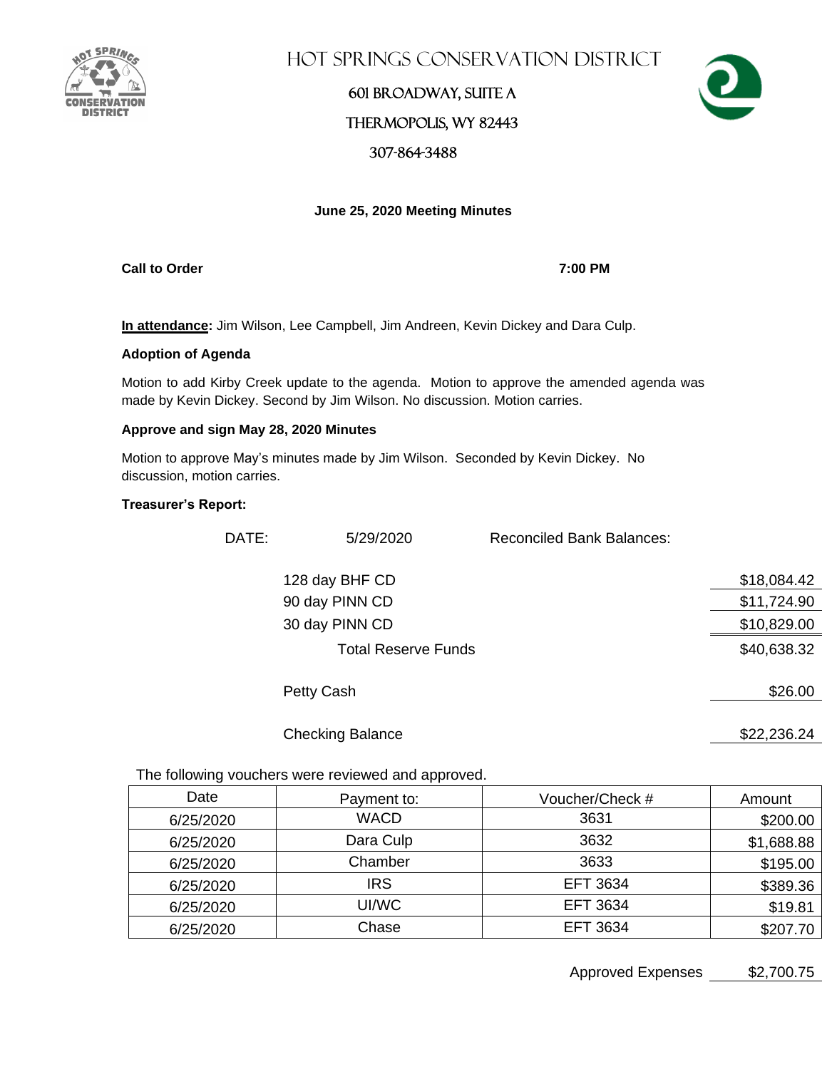# HOT SPRINGS CONSERVATION DISTRICT

601 BROADWAY, SUITE A

THERMOPOLIS, WY 82443

307-864-3488

**June 25, 2020 Meeting Minutes**

**Call to Order** **7:00 PM**

**In attendance:** Jim Wilson, Lee Campbell, Jim Andreen, Kevin Dickey and Dara Culp.

**Adoption of Agenda**

Motion to add Kirby Creek update to the agenda. Motion to approve the amended agenda was made by Kevin Dickey. Second by Jim Wilson. No discussion. Motion carries.

**Approve and sign May 28, 2020 Minutes**

Motion to approve May's minutes made by Jim Wilson. Seconded by Kevin Dickey. No discussion, motion carries.

**Treasurer's Report:**

DATE: 5/29/2020 Reconciled Bank Balances:

| | |
|---|---|
| 128 day BHF CD | $18,084.42 |
| 90 day PINN CD | $11,724.90 |
| 30 day PINN CD | $10,829.00 |
| Total Reserve Funds | $40,638.32 |
| Petty Cash | $26.00 |
| Checking Balance | $22,236.24 |

The following vouchers were reviewed and approved.

| Date | Payment to: | Voucher/Check # | Amount |
|---|---|---|---|
| 6/25/2020 | WACD | 3631 | $200.00 |
| 6/25/2020 | Dara Culp | 3632 | $1,688.88 |
| 6/25/2020 | Chamber | 3633 | $195.00 |
| 6/25/2020 | IRS | EFT 3634 | $389.36 |
| 6/25/2020 | UI/WC | EFT 3634 | $19.81 |
| 6/25/2020 | Chase | EFT 3634 | $207.70 |

Approved Expenses $2,700.75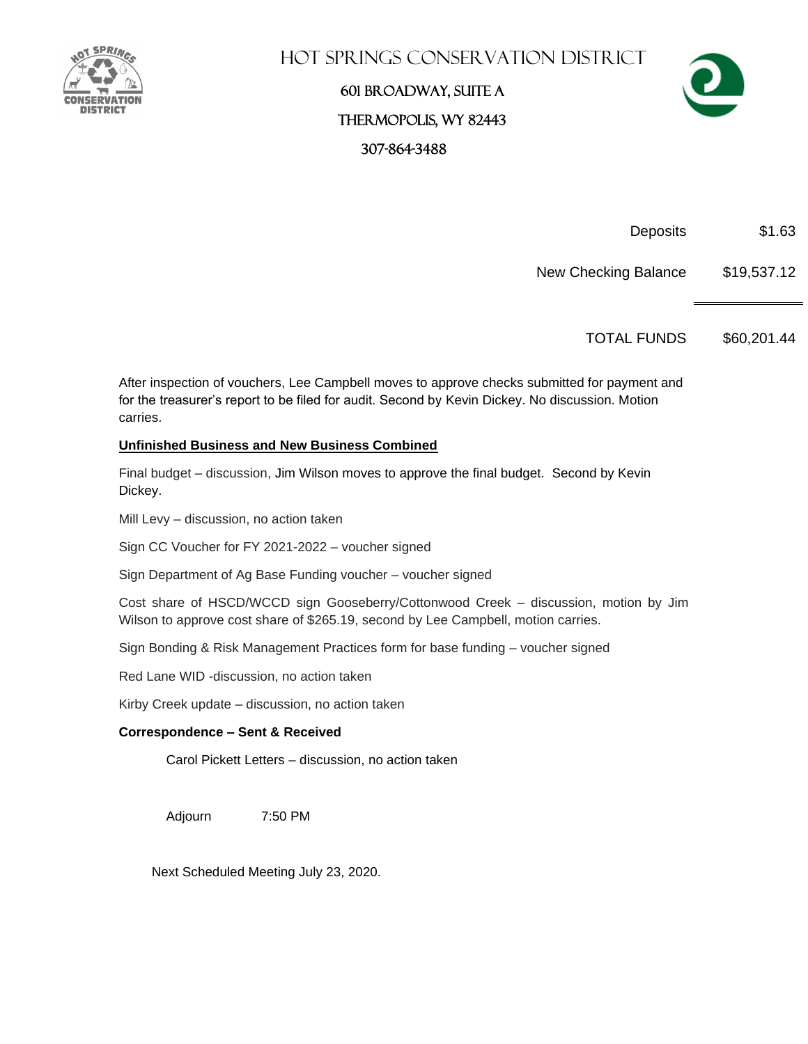# Hot Springs Conservation District

601 Broadway, Suite A

Thermopolis, WY 82443

307-864-3488

| | |
|---|---|
| Deposits | $1.63 |
| New Checking Balance | $19,537.12 |
| TOTAL FUNDS | $60,201.44 |

After inspection of vouchers, Lee Campbell moves to approve checks submitted for payment and for the treasurer's report to be filed for audit. Second by Kevin Dickey. No discussion. Motion carries.

**Unfinished Business and New Business Combined**

Final budget – discussion, Jim Wilson moves to approve the final budget. Second by Kevin Dickey.

Mill Levy – discussion, no action taken

Sign CC Voucher for FY 2021-2022 – voucher signed

Sign Department of Ag Base Funding voucher – voucher signed

Cost share of HSCD/WCCD sign Gooseberry/Cottonwood Creek – discussion, motion by Jim Wilson to approve cost share of $265.19, second by Lee Campbell, motion carries.

Sign Bonding & Risk Management Practices form for base funding – voucher signed

Red Lane WID -discussion, no action taken

Kirby Creek update – discussion, no action taken

**Correspondence – Sent & Received**

Carol Pickett Letters – discussion, no action taken

Adjourn 7:50 PM

Next Scheduled Meeting July 23, 2020.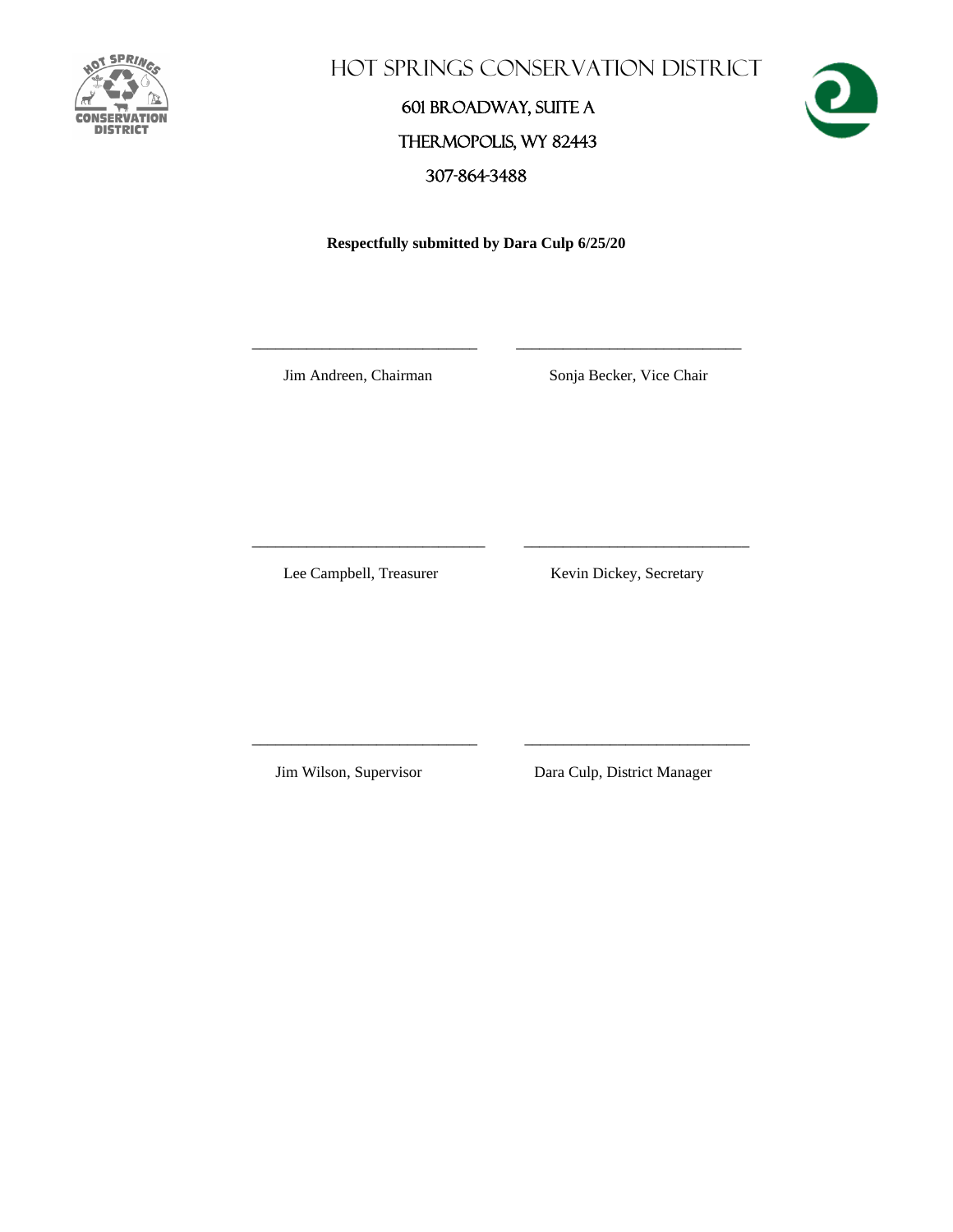# HOT SPRINGS CONSERVATION DISTRICT

601 BROADWAY, SUITE A

THERMOPOLIS, WY 82443

307-864-3488

**Respectfully submitted by Dara Culp 6/25/20**

| | |
|---|---|
| ____________________________ | ____________________________ |
| Jim Andreen, Chairman | Sonja Becker, Vice Chair |
| ____________________________ | ____________________________ |
| Lee Campbell, Treasurer | Kevin Dickey, Secretary |
| ____________________________ | ____________________________ |
| Jim Wilson, Supervisor | Dara Culp, District Manager |